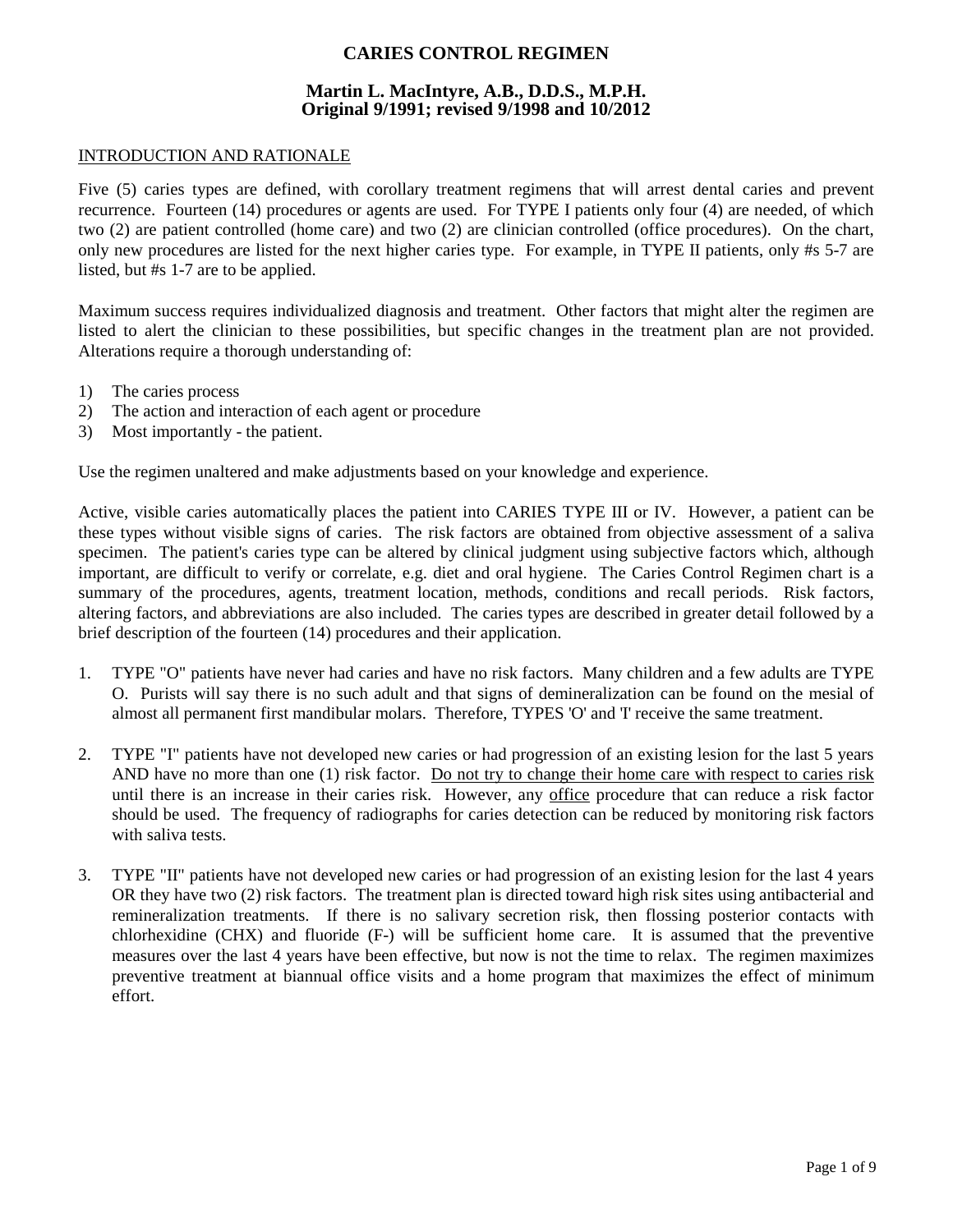# CARIES CONTROL REGIMEN

## Martin L. MacIntyre, A.B., D.D.S., M.P.H.
## Original 9/1991; revised 9/1998 and 10/2012

<u>INTRODUCTION AND RATIONALE</u>

Five (5) caries types are defined, with corollary treatment regimens that will arrest dental caries and prevent recurrence. Fourteen (14) procedures or agents are used. For TYPE I patients only four (4) are needed, of which two (2) are patient controlled (home care) and two (2) are clinician controlled (office procedures). On the chart, only new procedures are listed for the next higher caries type. For example, in TYPE II patients, only #s 5-7 are listed, but #s 1-7 are to be applied.

Maximum success requires individualized diagnosis and treatment. Other factors that might alter the regimen are listed to alert the clinician to these possibilities, but specific changes in the treatment plan are not provided. Alterations require a thorough understanding of:

1) The caries process
2) The action and interaction of each agent or procedure
3) Most importantly - the patient.

Use the regimen unaltered and make adjustments based on your knowledge and experience.

Active, visible caries automatically places the patient into CARIES TYPE III or IV. However, a patient can be these types without visible signs of caries. The risk factors are obtained from objective assessment of a saliva specimen. The patient's caries type can be altered by clinical judgment using subjective factors which, although important, are difficult to verify or correlate, e.g. diet and oral hygiene. The Caries Control Regimen chart is a summary of the procedures, agents, treatment location, methods, conditions and recall periods. Risk factors, altering factors, and abbreviations are also included. The caries types are described in greater detail followed by a brief description of the fourteen (14) procedures and their application.

1. TYPE "O" patients have never had caries and have no risk factors. Many children and a few adults are TYPE O. Purists will say there is no such adult and that signs of demineralization can be found on the mesial of almost all permanent first mandibular molars. Therefore, TYPES 'O' and 'I' receive the same treatment.

2. TYPE "I" patients have not developed new caries or had progression of an existing lesion for the last 5 years AND have no more than one (1) risk factor. <u>Do not try to change their home care with respect to caries risk</u> until there is an increase in their caries risk. However, any <u>office</u> procedure that can reduce a risk factor should be used. The frequency of radiographs for caries detection can be reduced by monitoring risk factors with saliva tests.

3. TYPE "II" patients have not developed new caries or had progression of an existing lesion for the last 4 years OR they have two (2) risk factors. The treatment plan is directed toward high risk sites using antibacterial and remineralization treatments. If there is no salivary secretion risk, then flossing posterior contacts with chlorhexidine (CHX) and fluoride (F-) will be sufficient home care. It is assumed that the preventive measures over the last 4 years have been effective, but now is not the time to relax. The regimen maximizes preventive treatment at biannual office visits and a home program that maximizes the effect of minimum effort.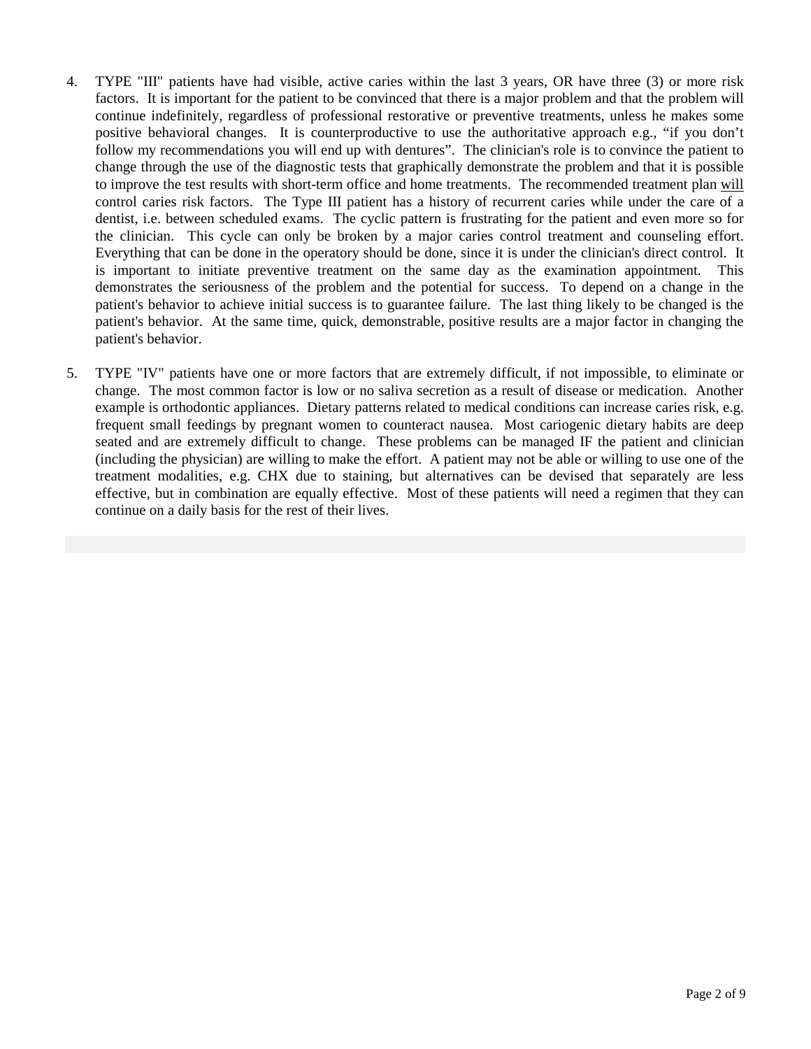4. TYPE "III" patients have had visible, active caries within the last 3 years, OR have three (3) or more risk factors. It is important for the patient to be convinced that there is a major problem and that the problem will continue indefinitely, regardless of professional restorative or preventive treatments, unless he makes some positive behavioral changes. It is counterproductive to use the authoritative approach e.g., “if you don’t follow my recommendations you will end up with dentures”. The clinician's role is to convince the patient to change through the use of the diagnostic tests that graphically demonstrate the problem and that it is possible to improve the test results with short-term office and home treatments. The recommended treatment plan <u>will</u> control caries risk factors. The Type III patient has a history of recurrent caries while under the care of a dentist, i.e. between scheduled exams. The cyclic pattern is frustrating for the patient and even more so for the clinician. This cycle can only be broken by a major caries control treatment and counseling effort. Everything that can be done in the operatory should be done, since it is under the clinician's direct control. It is important to initiate preventive treatment on the same day as the examination appointment. This demonstrates the seriousness of the problem and the potential for success. To depend on a change in the patient's behavior to achieve initial success is to guarantee failure. The last thing likely to be changed is the patient's behavior. At the same time, quick, demonstrable, positive results are a major factor in changing the patient's behavior.

5. TYPE "IV" patients have one or more factors that are extremely difficult, if not impossible, to eliminate or change. The most common factor is low or no saliva secretion as a result of disease or medication. Another example is orthodontic appliances. Dietary patterns related to medical conditions can increase caries risk, e.g. frequent small feedings by pregnant women to counteract nausea. Most cariogenic dietary habits are deep seated and are extremely difficult to change. These problems can be managed IF the patient and clinician (including the physician) are willing to make the effort. A patient may not be able or willing to use one of the treatment modalities, e.g. CHX due to staining, but alternatives can be devised that separately are less effective, but in combination are equally effective. Most of these patients will need a regimen that they can continue on a daily basis for the rest of their lives.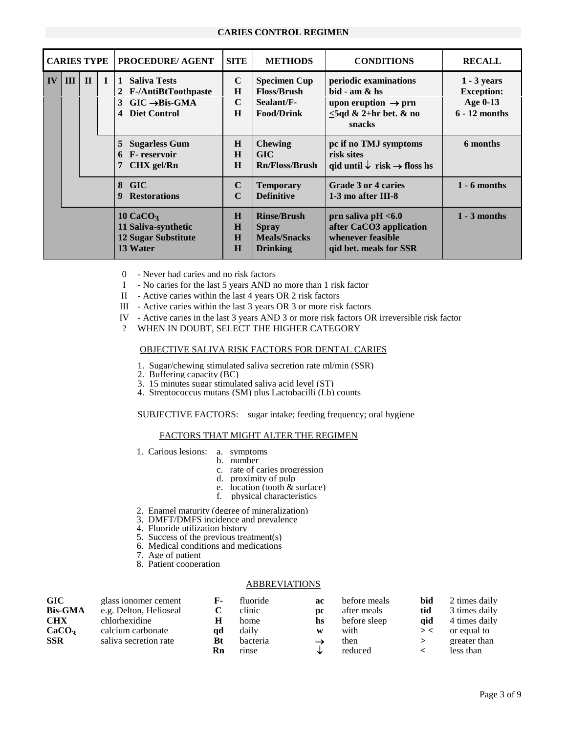## CARIES CONTROL REGIMEN

| CARIES TYPE | | | | PROCEDURE/ AGENT | SITE | METHODS | CONDITIONS | RECALL |
|---|---|---|---|---|---|---|---|---|
| IV | III | II | I | 1 Saliva Tests<br>2 F-/AntiBtToothpaste<br>3 GIC →Bis-GMA<br>4 Diet Control | C<br>H<br>C<br>H | Specimen Cup<br>Floss/Brush<br>Sealant/F-<br>Food/Drink | periodic examinations<br>bid - am & hs<br>upon eruption → prn<br>≤5qd & 2+hr bet. & no snacks | 1 - 3 years<br>Exception:<br>Age 0-13<br>6 - 12 months |
| | | | | 5 Sugarless Gum<br>6 F- reservoir<br>7 CHX gel/Rn | H<br>H<br>H | Chewing<br>GIC<br>Rn/Floss/Brush | pc if no TMJ symptoms<br>risk sites<br>qid until ↓ risk → floss hs | 6 months |
| | | | | 8 GIC<br>9 Restorations | C<br>C | Temporary<br>Definitive | Grade 3 or 4 caries<br>1-3 mo after III-8 | 1 - 6 months |
| | | | | 10 $CaCO_3$<br>11 Saliva-synthetic<br>12 Sugar Substitute<br>13 Water | H<br>H<br>H<br>H | Rinse/Brush<br>Spray<br>Meals/Snacks<br>Drinking | prn saliva pH <6.0<br>after CaCO3 application<br>whenever feasible<br>qid bet. meals for SSR | 1 - 3 months |

0 - Never had caries and no risk factors
I - No caries for the last 5 years AND no more than 1 risk factor
II - Active caries within the last 4 years OR 2 risk factors
III - Active caries within the last 3 years OR 3 or more risk factors
IV - Active caries in the last 3 years AND 3 or more risk factors OR irreversible risk factor
? WHEN IN DOUBT, SELECT THE HIGHER CATEGORY

### OBJECTIVE SALIVA RISK FACTORS FOR DENTAL CARIES

1. Sugar/chewing stimulated saliva secretion rate ml/min (SSR)
2. Buffering capacity (BC)
3. 15 minutes sugar stimulated saliva acid level (ST)
4. Streptococcus mutans (SM) plus Lactobacilli (Lb) counts

SUBJECTIVE FACTORS: sugar intake; feeding frequency; oral hygiene

### FACTORS THAT MIGHT ALTER THE REGIMEN

1. Carious lesions:
   a. symptoms
   b. number
   c. rate of caries progression
   d. proximity of pulp
   e. location (tooth & surface)
   f. physical characteristics
2. Enamel maturity (degree of mineralization)
3. DMFT/DMFS incidence and prevalence
4. Fluoride utilization history
5. Success of the previous treatment(s)
6. Medical conditions and medications
7. Age of patient
8. Patient cooperation

### ABBREVIATIONS

| | | | | | | | |
|---|---|---|---|---|---|---|---|
| **GIC** | glass ionomer cement | **F-** | fluoride | **ac** | before meals | **bid** | 2 times daily |
| **Bis-GMA** | e.g. Delton, Helioseal | **C** | clinic | **pc** | after meals | **tid** | 3 times daily |
| **CHX** | chlorhexidine | **H** | home | **hs** | before sleep | **qid** | 4 times daily |
| **$CaCO_3$** | calcium carbonate | **qd** | daily | **w** | with | ≥ ≤ | or equal to |
| **SSR** | saliva secretion rate | **Bt** | bacteria | → | then | > | greater than |
| | | **Rn** | rinse | ↓ | reduced | < | less than |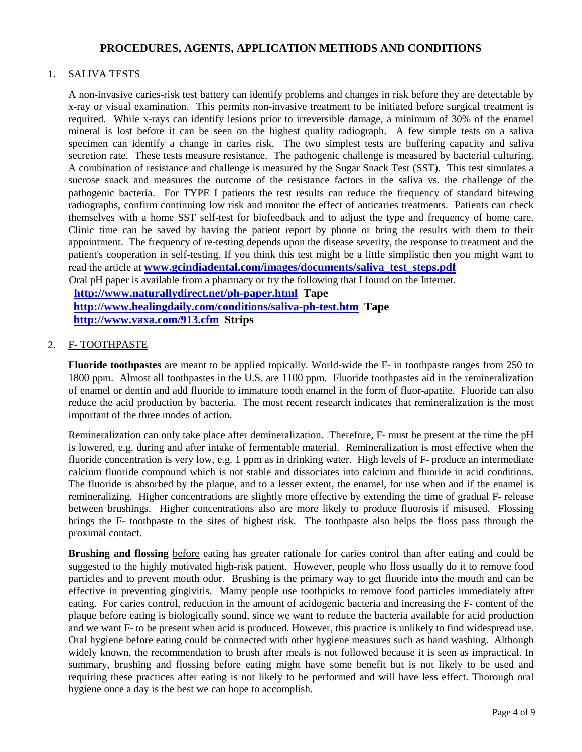## PROCEDURES, AGENTS, APPLICATION METHODS AND CONDITIONS

1. SALIVA TESTS

A non-invasive caries-risk test battery can identify problems and changes in risk before they are detectable by x-ray or visual examination. This permits non-invasive treatment to be initiated before surgical treatment is required. While x-rays can identify lesions prior to irreversible damage, a minimum of 30% of the enamel mineral is lost before it can be seen on the highest quality radiograph. A few simple tests on a saliva specimen can identify a change in caries risk. The two simplest tests are buffering capacity and saliva secretion rate. These tests measure resistance. The pathogenic challenge is measured by bacterial culturing. A combination of resistance and challenge is measured by the Sugar Snack Test (SST). This test simulates a sucrose snack and measures the outcome of the resistance factors in the saliva vs. the challenge of the pathogenic bacteria. For TYPE I patients the test results can reduce the frequency of standard bitewing radiographs, confirm continuing low risk and monitor the effect of anticaries treatments. Patients can check themselves with a home SST self-test for biofeedback and to adjust the type and frequency of home care. Clinic time can be saved by having the patient report by phone or bring the results with them to their appointment. The frequency of re-testing depends upon the disease severity, the response to treatment and the patient's cooperation in self-testing. If you think this test might be a little simplistic then you might want to read the article at **www.gcindiadental.com/images/documents/saliva_test_steps.pdf**

Oral pH paper is available from a pharmacy or try the following that I found on the Internet.

**http://www.naturallydirect.net/ph-paper.html Tape**
**http://www.healingdaily.com/conditions/saliva-ph-test.htm Tape**
**http://www.vaxa.com/913.cfm Strips**

2. F- TOOTHPASTE

**Fluoride toothpastes** are meant to be applied topically. World-wide the F- in toothpaste ranges from 250 to 1800 ppm. Almost all toothpastes in the U.S. are 1100 ppm. Fluoride toothpastes aid in the remineralization of enamel or dentin and add fluoride to immature tooth enamel in the form of fluor-apatite. Fluoride can also reduce the acid production by bacteria. The most recent research indicates that remineralization is the most important of the three modes of action.

Remineralization can only take place after demineralization. Therefore, F- must be present at the time the pH is lowered, e.g. during and after intake of fermentable material. Remineralization is most effective when the fluoride concentration is very low, e.g. 1 ppm as in drinking water. High levels of F- produce an intermediate calcium fluoride compound which is not stable and dissociates into calcium and fluoride in acid conditions. The fluoride is absorbed by the plaque, and to a lesser extent, the enamel, for use when and if the enamel is remineralizing. Higher concentrations are slightly more effective by extending the time of gradual F- release between brushings. Higher concentrations also are more likely to produce fluorosis if misused. Flossing brings the F- toothpaste to the sites of highest risk. The toothpaste also helps the floss pass through the proximal contact.

**Brushing and flossing** before eating has greater rationale for caries control than after eating and could be suggested to the highly motivated high-risk patient. However, people who floss usually do it to remove food particles and to prevent mouth odor. Brushing is the primary way to get fluoride into the mouth and can be effective in preventing gingivitis. Mamy people use toothpicks to remove food particles immediately after eating. For caries control, reduction in the amount of acidogenic bacteria and increasing the F- content of the plaque before eating is biologically sound, since we want to reduce the bacteria available for acid production and we want F- to be present when acid is produced. However, this practice is unlikely to find widespread use. Oral hygiene before eating could be connected with other hygiene measures such as hand washing. Although widely known, the recommendation to brush after meals is not followed because it is seen as impractical. In summary, brushing and flossing before eating might have some benefit but is not likely to be used and requiring these practices after eating is not likely to be performed and will have less effect. Thorough oral hygiene once a day is the best we can hope to accomplish.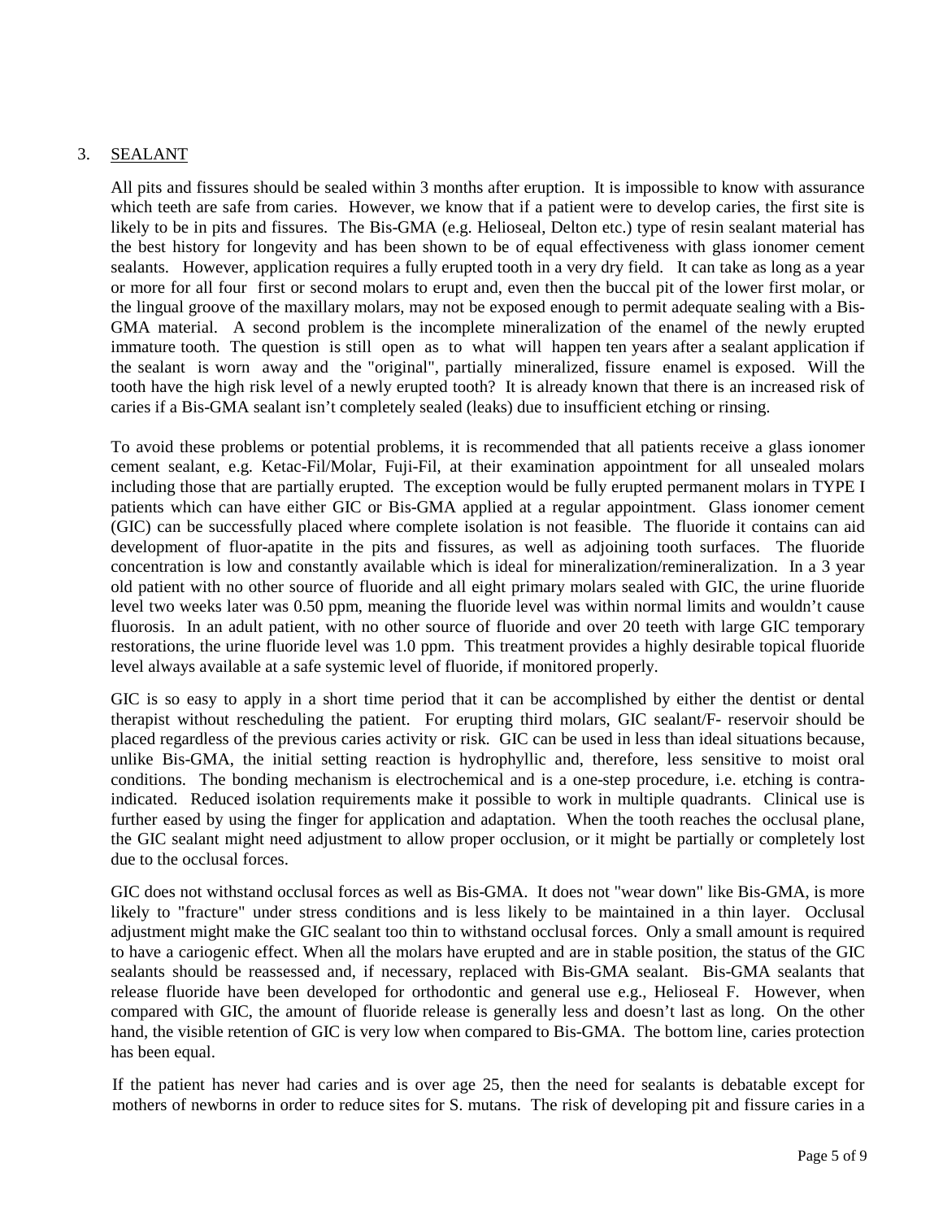3. SEALANT

All pits and fissures should be sealed within 3 months after eruption. It is impossible to know with assurance which teeth are safe from caries. However, we know that if a patient were to develop caries, the first site is likely to be in pits and fissures. The Bis-GMA (e.g. Helioseal, Delton etc.) type of resin sealant material has the best history for longevity and has been shown to be of equal effectiveness with glass ionomer cement sealants. However, application requires a fully erupted tooth in a very dry field. It can take as long as a year or more for all four first or second molars to erupt and, even then the buccal pit of the lower first molar, or the lingual groove of the maxillary molars, may not be exposed enough to permit adequate sealing with a Bis-GMA material. A second problem is the incomplete mineralization of the enamel of the newly erupted immature tooth. The question is still open as to what will happen ten years after a sealant application if the sealant is worn away and the "original", partially mineralized, fissure enamel is exposed. Will the tooth have the high risk level of a newly erupted tooth? It is already known that there is an increased risk of caries if a Bis-GMA sealant isn't completely sealed (leaks) due to insufficient etching or rinsing.

To avoid these problems or potential problems, it is recommended that all patients receive a glass ionomer cement sealant, e.g. Ketac-Fil/Molar, Fuji-Fil, at their examination appointment for all unsealed molars including those that are partially erupted. The exception would be fully erupted permanent molars in TYPE I patients which can have either GIC or Bis-GMA applied at a regular appointment. Glass ionomer cement (GIC) can be successfully placed where complete isolation is not feasible. The fluoride it contains can aid development of fluor-apatite in the pits and fissures, as well as adjoining tooth surfaces. The fluoride concentration is low and constantly available which is ideal for mineralization/remineralization. In a 3 year old patient with no other source of fluoride and all eight primary molars sealed with GIC, the urine fluoride level two weeks later was 0.50 ppm, meaning the fluoride level was within normal limits and wouldn't cause fluorosis. In an adult patient, with no other source of fluoride and over 20 teeth with large GIC temporary restorations, the urine fluoride level was 1.0 ppm. This treatment provides a highly desirable topical fluoride level always available at a safe systemic level of fluoride, if monitored properly.

GIC is so easy to apply in a short time period that it can be accomplished by either the dentist or dental therapist without rescheduling the patient. For erupting third molars, GIC sealant/F- reservoir should be placed regardless of the previous caries activity or risk. GIC can be used in less than ideal situations because, unlike Bis-GMA, the initial setting reaction is hydrophyllic and, therefore, less sensitive to moist oral conditions. The bonding mechanism is electrochemical and is a one-step procedure, i.e. etching is contra-indicated. Reduced isolation requirements make it possible to work in multiple quadrants. Clinical use is further eased by using the finger for application and adaptation. When the tooth reaches the occlusal plane, the GIC sealant might need adjustment to allow proper occlusion, or it might be partially or completely lost due to the occlusal forces.

GIC does not withstand occlusal forces as well as Bis-GMA. It does not "wear down" like Bis-GMA, is more likely to "fracture" under stress conditions and is less likely to be maintained in a thin layer. Occlusal adjustment might make the GIC sealant too thin to withstand occlusal forces. Only a small amount is required to have a cariogenic effect. When all the molars have erupted and are in stable position, the status of the GIC sealants should be reassessed and, if necessary, replaced with Bis-GMA sealant. Bis-GMA sealants that release fluoride have been developed for orthodontic and general use e.g., Helioseal F. However, when compared with GIC, the amount of fluoride release is generally less and doesn't last as long. On the other hand, the visible retention of GIC is very low when compared to Bis-GMA. The bottom line, caries protection has been equal.

If the patient has never had caries and is over age 25, then the need for sealants is debatable except for mothers of newborns in order to reduce sites for S. mutans. The risk of developing pit and fissure caries in a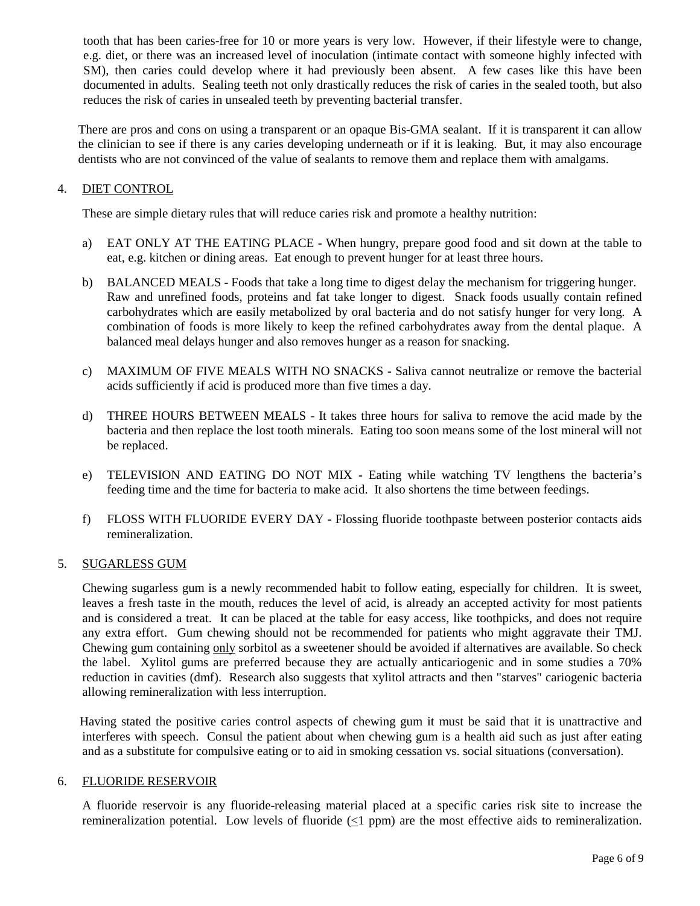tooth that has been caries-free for 10 or more years is very low. However, if their lifestyle were to change, e.g. diet, or there was an increased level of inoculation (intimate contact with someone highly infected with SM), then caries could develop where it had previously been absent. A few cases like this have been documented in adults. Sealing teeth not only drastically reduces the risk of caries in the sealed tooth, but also reduces the risk of caries in unsealed teeth by preventing bacterial transfer.

There are pros and cons on using a transparent or an opaque Bis-GMA sealant. If it is transparent it can allow the clinician to see if there is any caries developing underneath or if it is leaking. But, it may also encourage dentists who are not convinced of the value of sealants to remove them and replace them with amalgams.

4. <u>DIET CONTROL</u>

These are simple dietary rules that will reduce caries risk and promote a healthy nutrition:

a) EAT ONLY AT THE EATING PLACE - When hungry, prepare good food and sit down at the table to eat, e.g. kitchen or dining areas. Eat enough to prevent hunger for at least three hours.

b) BALANCED MEALS - Foods that take a long time to digest delay the mechanism for triggering hunger. Raw and unrefined foods, proteins and fat take longer to digest. Snack foods usually contain refined carbohydrates which are easily metabolized by oral bacteria and do not satisfy hunger for very long. A combination of foods is more likely to keep the refined carbohydrates away from the dental plaque. A balanced meal delays hunger and also removes hunger as a reason for snacking.

c) MAXIMUM OF FIVE MEALS WITH NO SNACKS - Saliva cannot neutralize or remove the bacterial acids sufficiently if acid is produced more than five times a day.

d) THREE HOURS BETWEEN MEALS - It takes three hours for saliva to remove the acid made by the bacteria and then replace the lost tooth minerals. Eating too soon means some of the lost mineral will not be replaced.

e) TELEVISION AND EATING DO NOT MIX - Eating while watching TV lengthens the bacteria's feeding time and the time for bacteria to make acid. It also shortens the time between feedings.

f) FLOSS WITH FLUORIDE EVERY DAY - Flossing fluoride toothpaste between posterior contacts aids remineralization.

5. <u>SUGARLESS GUM</u>

Chewing sugarless gum is a newly recommended habit to follow eating, especially for children. It is sweet, leaves a fresh taste in the mouth, reduces the level of acid, is already an accepted activity for most patients and is considered a treat. It can be placed at the table for easy access, like toothpicks, and does not require any extra effort. Gum chewing should not be recommended for patients who might aggravate their TMJ. Chewing gum containing <u>only</u> sorbitol as a sweetener should be avoided if alternatives are available. So check the label. Xylitol gums are preferred because they are actually anticariogenic and in some studies a 70% reduction in cavities (dmf). Research also suggests that xylitol attracts and then "starves" cariogenic bacteria allowing remineralization with less interruption.

Having stated the positive caries control aspects of chewing gum it must be said that it is unattractive and interferes with speech. Consul the patient about when chewing gum is a health aid such as just after eating and as a substitute for compulsive eating or to aid in smoking cessation vs. social situations (conversation).

6. <u>FLUORIDE RESERVOIR</u>

A fluoride reservoir is any fluoride-releasing material placed at a specific caries risk site to increase the remineralization potential. Low levels of fluoride ($\leq$1 ppm) are the most effective aids to remineralization.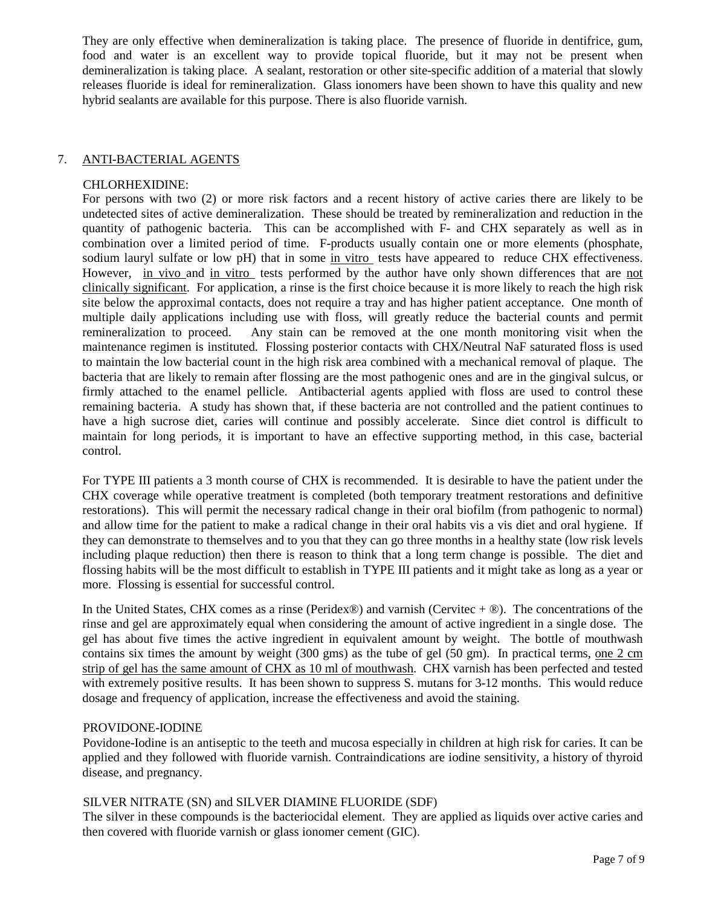They are only effective when demineralization is taking place. The presence of fluoride in dentifrice, gum, food and water is an excellent way to provide topical fluoride, but it may not be present when demineralization is taking place. A sealant, restoration or other site-specific addition of a material that slowly releases fluoride is ideal for remineralization. Glass ionomers have been shown to have this quality and new hybrid sealants are available for this purpose. There is also fluoride varnish.

## 7. ANTI-BACTERIAL AGENTS

### CHLORHEXIDINE:

For persons with two (2) or more risk factors and a recent history of active caries there are likely to be undetected sites of active demineralization. These should be treated by remineralization and reduction in the quantity of pathogenic bacteria. This can be accomplished with F- and CHX separately as well as in combination over a limited period of time. F-products usually contain one or more elements (phosphate, sodium lauryl sulfate or low pH) that in some in vitro tests have appeared to reduce CHX effectiveness. However, in vivo and in vitro tests performed by the author have only shown differences that are not clinically significant. For application, a rinse is the first choice because it is more likely to reach the high risk site below the approximal contacts, does not require a tray and has higher patient acceptance. One month of multiple daily applications including use with floss, will greatly reduce the bacterial counts and permit remineralization to proceed. Any stain can be removed at the one month monitoring visit when the maintenance regimen is instituted. Flossing posterior contacts with CHX/Neutral NaF saturated floss is used to maintain the low bacterial count in the high risk area combined with a mechanical removal of plaque. The bacteria that are likely to remain after flossing are the most pathogenic ones and are in the gingival sulcus, or firmly attached to the enamel pellicle. Antibacterial agents applied with floss are used to control these remaining bacteria. A study has shown that, if these bacteria are not controlled and the patient continues to have a high sucrose diet, caries will continue and possibly accelerate. Since diet control is difficult to maintain for long periods, it is important to have an effective supporting method, in this case, bacterial control.

For TYPE III patients a 3 month course of CHX is recommended. It is desirable to have the patient under the CHX coverage while operative treatment is completed (both temporary treatment restorations and definitive restorations). This will permit the necessary radical change in their oral biofilm (from pathogenic to normal) and allow time for the patient to make a radical change in their oral habits vis a vis diet and oral hygiene. If they can demonstrate to themselves and to you that they can go three months in a healthy state (low risk levels including plaque reduction) then there is reason to think that a long term change is possible. The diet and flossing habits will be the most difficult to establish in TYPE III patients and it might take as long as a year or more. Flossing is essential for successful control.

In the United States, CHX comes as a rinse (Peridex®) and varnish (Cervitec + ®). The concentrations of the rinse and gel are approximately equal when considering the amount of active ingredient in a single dose. The gel has about five times the active ingredient in equivalent amount by weight. The bottle of mouthwash contains six times the amount by weight (300 gms) as the tube of gel (50 gm). In practical terms, one 2 cm strip of gel has the same amount of CHX as 10 ml of mouthwash. CHX varnish has been perfected and tested with extremely positive results. It has been shown to suppress S. mutans for 3-12 months. This would reduce dosage and frequency of application, increase the effectiveness and avoid the staining.

### PROVIDONE-IODINE

Povidone-Iodine is an antiseptic to the teeth and mucosa especially in children at high risk for caries. It can be applied and they followed with fluoride varnish. Contraindications are iodine sensitivity, a history of thyroid disease, and pregnancy.

### SILVER NITRATE (SN) and SILVER DIAMINE FLUORIDE (SDF)

The silver in these compounds is the bacteriocidal element. They are applied as liquids over active caries and then covered with fluoride varnish or glass ionomer cement (GIC).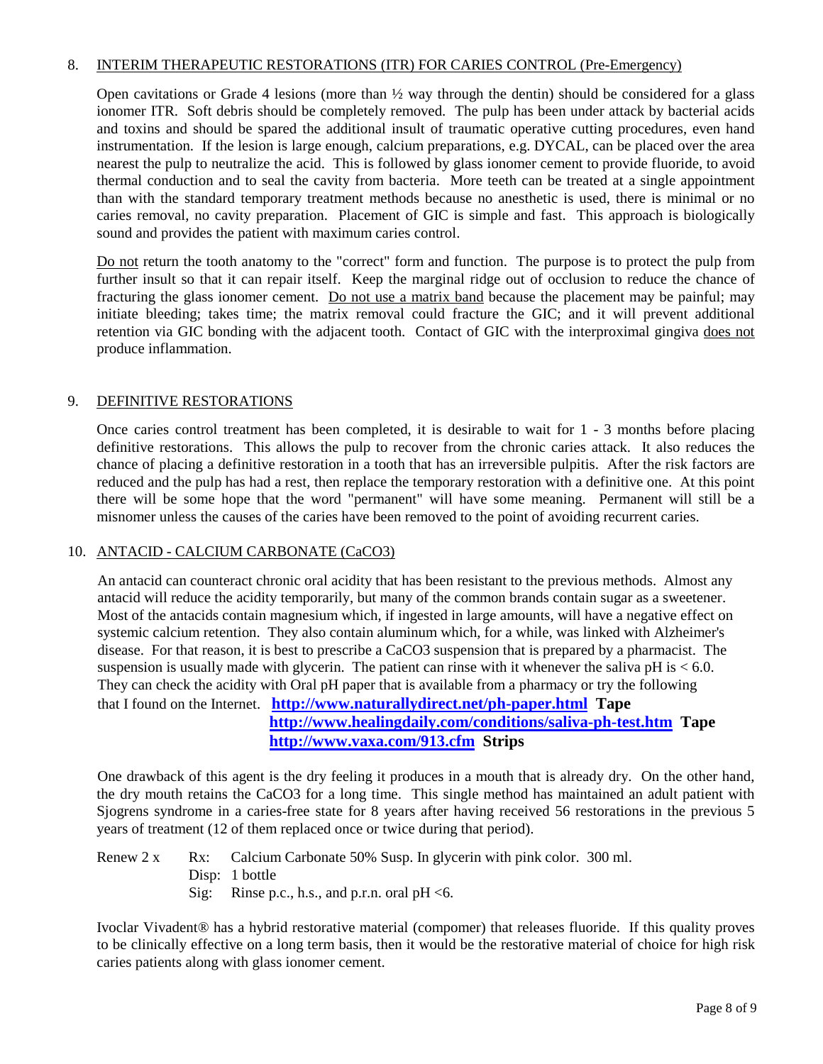8. INTERIM THERAPEUTIC RESTORATIONS (ITR) FOR CARIES CONTROL (Pre-Emergency)

Open cavitations or Grade 4 lesions (more than ½ way through the dentin) should be considered for a glass ionomer ITR. Soft debris should be completely removed. The pulp has been under attack by bacterial acids and toxins and should be spared the additional insult of traumatic operative cutting procedures, even hand instrumentation. If the lesion is large enough, calcium preparations, e.g. DYCAL, can be placed over the area nearest the pulp to neutralize the acid. This is followed by glass ionomer cement to provide fluoride, to avoid thermal conduction and to seal the cavity from bacteria. More teeth can be treated at a single appointment than with the standard temporary treatment methods because no anesthetic is used, there is minimal or no caries removal, no cavity preparation. Placement of GIC is simple and fast. This approach is biologically sound and provides the patient with maximum caries control.

Do not return the tooth anatomy to the "correct" form and function. The purpose is to protect the pulp from further insult so that it can repair itself. Keep the marginal ridge out of occlusion to reduce the chance of fracturing the glass ionomer cement. Do not use a matrix band because the placement may be painful; may initiate bleeding; takes time; the matrix removal could fracture the GIC; and it will prevent additional retention via GIC bonding with the adjacent tooth. Contact of GIC with the interproximal gingiva does not produce inflammation.

9. DEFINITIVE RESTORATIONS

Once caries control treatment has been completed, it is desirable to wait for 1 - 3 months before placing definitive restorations. This allows the pulp to recover from the chronic caries attack. It also reduces the chance of placing a definitive restoration in a tooth that has an irreversible pulpitis. After the risk factors are reduced and the pulp has had a rest, then replace the temporary restoration with a definitive one. At this point there will be some hope that the word "permanent" will have some meaning. Permanent will still be a misnomer unless the causes of the caries have been removed to the point of avoiding recurrent caries.

10. ANTACID - CALCIUM CARBONATE ($CaCO_3$)

An antacid can counteract chronic oral acidity that has been resistant to the previous methods. Almost any antacid will reduce the acidity temporarily, but many of the common brands contain sugar as a sweetener. Most of the antacids contain magnesium which, if ingested in large amounts, will have a negative effect on systemic calcium retention. They also contain aluminum which, for a while, was linked with Alzheimer's disease. For that reason, it is best to prescribe a $CaCO_3$ suspension that is prepared by a pharmacist. The suspension is usually made with glycerin. The patient can rinse with it whenever the saliva pH is < 6.0. They can check the acidity with Oral pH paper that is available from a pharmacy or try the following that I found on the Internet. **http://www.naturallydirect.net/ph-paper.html Tape**
**http://www.healingdaily.com/conditions/saliva-ph-test.htm Tape**
**http://www.vaxa.com/913.cfm Strips**

One drawback of this agent is the dry feeling it produces in a mouth that is already dry. On the other hand, the dry mouth retains the $CaCO_3$ for a long time. This single method has maintained an adult patient with Sjogrens syndrome in a caries-free state for 8 years after having received 56 restorations in the previous 5 years of treatment (12 of them replaced once or twice during that period).

Renew 2 x Rx: Calcium Carbonate 50% Susp. In glycerin with pink color. 300 ml.
Disp: 1 bottle
Sig: Rinse p.c., h.s., and p.r.n. oral pH <6.

Ivoclar Vivadent® has a hybrid restorative material (compomer) that releases fluoride. If this quality proves to be clinically effective on a long term basis, then it would be the restorative material of choice for high risk caries patients along with glass ionomer cement.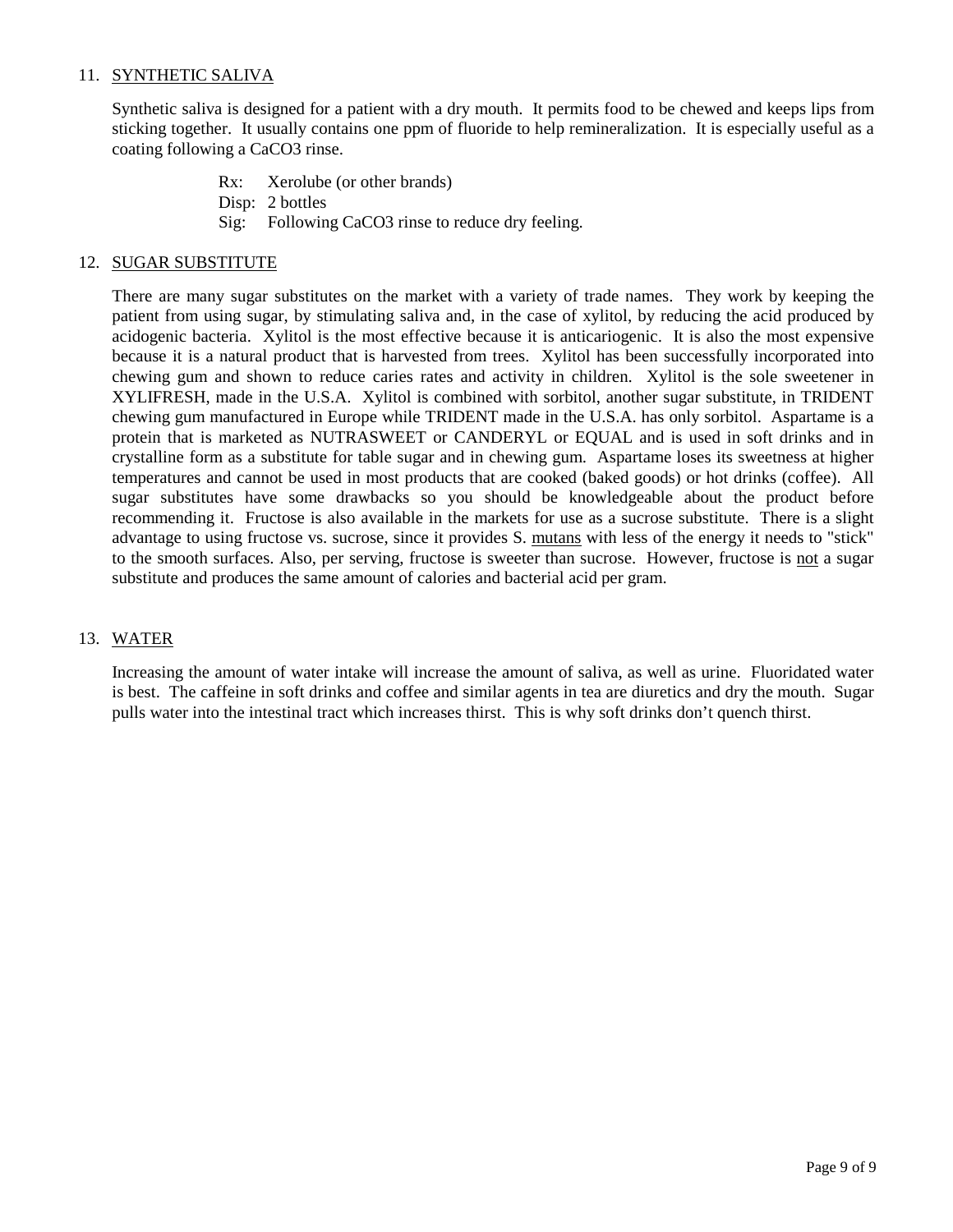11. <u>SYNTHETIC SALIVA</u>

Synthetic saliva is designed for a patient with a dry mouth. It permits food to be chewed and keeps lips from sticking together. It usually contains one ppm of fluoride to help remineralization. It is especially useful as a coating following a $CaCO_3$ rinse.

> Rx: Xerolube (or other brands)
> Disp: 2 bottles
> Sig: Following $CaCO_3$ rinse to reduce dry feeling.

12. <u>SUGAR SUBSTITUTE</u>

There are many sugar substitutes on the market with a variety of trade names. They work by keeping the patient from using sugar, by stimulating saliva and, in the case of xylitol, by reducing the acid produced by acidogenic bacteria. Xylitol is the most effective because it is anticariogenic. It is also the most expensive because it is a natural product that is harvested from trees. Xylitol has been successfully incorporated into chewing gum and shown to reduce caries rates and activity in children. Xylitol is the sole sweetener in XYLIFRESH, made in the U.S.A. Xylitol is combined with sorbitol, another sugar substitute, in TRIDENT chewing gum manufactured in Europe while TRIDENT made in the U.S.A. has only sorbitol. Aspartame is a protein that is marketed as NUTRASWEET or CANDERYL or EQUAL and is used in soft drinks and in crystalline form as a substitute for table sugar and in chewing gum. Aspartame loses its sweetness at higher temperatures and cannot be used in most products that are cooked (baked goods) or hot drinks (coffee). All sugar substitutes have some drawbacks so you should be knowledgeable about the product before recommending it. Fructose is also available in the markets for use as a sucrose substitute. There is a slight advantage to using fructose vs. sucrose, since it provides S. <u>mutans</u> with less of the energy it needs to "stick" to the smooth surfaces. Also, per serving, fructose is sweeter than sucrose. However, fructose is <u>not</u> a sugar substitute and produces the same amount of calories and bacterial acid per gram.

13. <u>WATER</u>

Increasing the amount of water intake will increase the amount of saliva, as well as urine. Fluoridated water is best. The caffeine in soft drinks and coffee and similar agents in tea are diuretics and dry the mouth. Sugar pulls water into the intestinal tract which increases thirst. This is why soft drinks don't quench thirst.